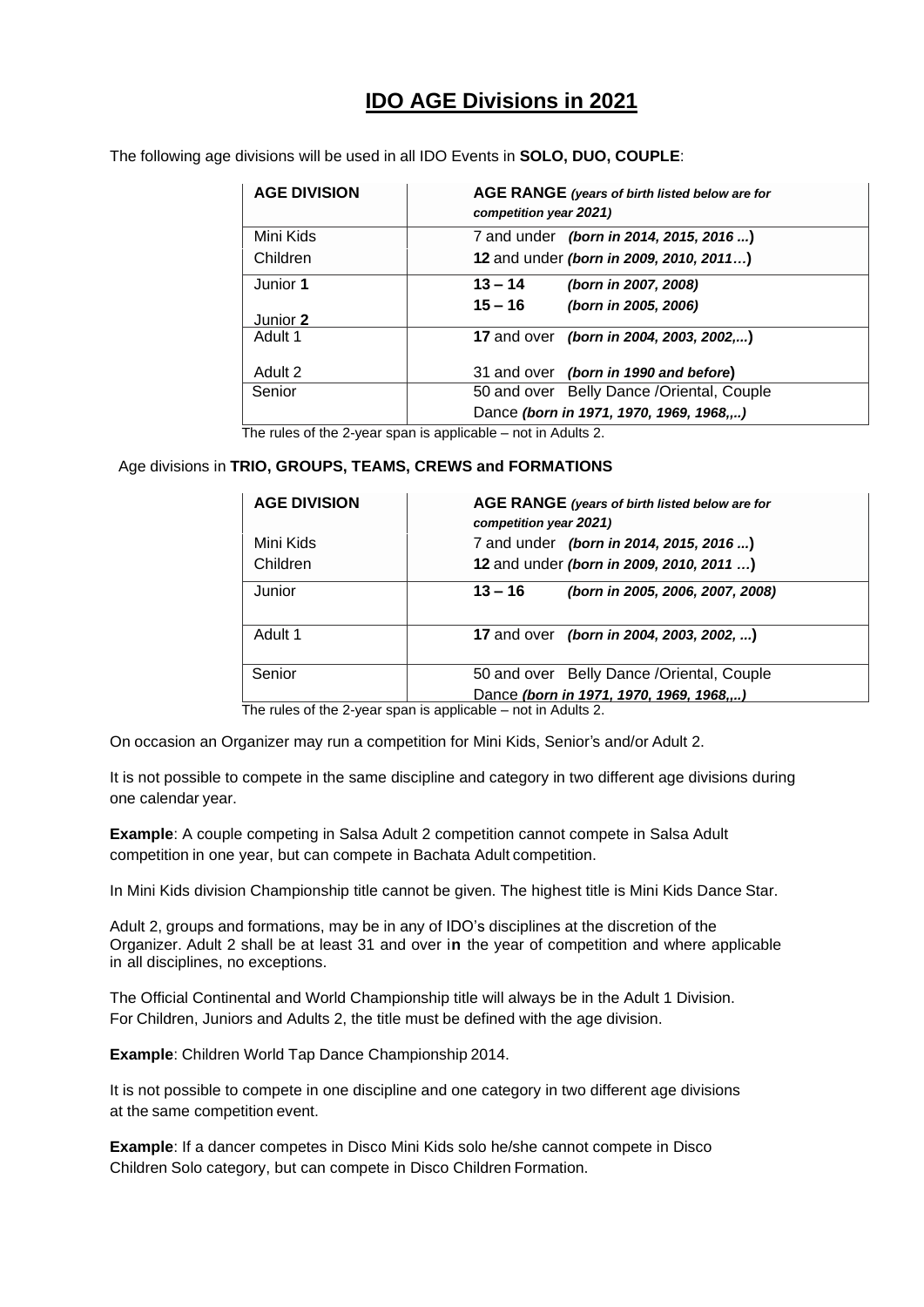# IDO AGE Divisions in 2021

The following age divisions will be used in all IDO Events in **SOLO, DUO, COUPLE**:

| AGE DIVISION | AGE RANGE *(years of birth listed below are for competition year 2021)* |
|---|---|
| Mini Kids | 7 and under ***(born in 2014, 2015, 2016 ...)*** |
| Children | **12** and under ***(born in 2009, 2010, 2011…)*** |
| Junior **1** | **13 – 14** ***(born in 2007, 2008)*** |
| Junior **2** | **15 – 16** ***(born in 2005, 2006)*** |
| Adult 1 | **17** and over ***(born in 2004, 2003, 2002,...)*** |
| Adult 2 | 31 and over ***(born in 1990 and before)*** |
| Senior | 50 and over Belly Dance /Oriental, Couple Dance ***(born in 1971, 1970, 1969, 1968,,..)*** |

The rules of the 2-year span is applicable – not in Adults 2.

Age divisions in **TRIO, GROUPS, TEAMS, CREWS and FORMATIONS**

| AGE DIVISION | AGE RANGE *(years of birth listed below are for competition year 2021)* |
|---|---|
| Mini Kids | 7 and under ***(born in 2014, 2015, 2016 ...)*** |
| Children | **12** and under ***(born in 2009, 2010, 2011 …)*** |
| Junior | **13 – 16** ***(born in 2005, 2006, 2007, 2008)*** |
| Adult 1 | **17** and over ***(born in 2004, 2003, 2002, ...)*** |
| Senior | 50 and over Belly Dance /Oriental, Couple Dance ***(born in 1971, 1970, 1969, 1968,,..)*** |

The rules of the 2-year span is applicable – not in Adults 2.

On occasion an Organizer may run a competition for Mini Kids, Senior's and/or Adult 2.

It is not possible to compete in the same discipline and category in two different age divisions during one calendar year.

**Example**: A couple competing in Salsa Adult 2 competition cannot compete in Salsa Adult competition in one year, but can compete in Bachata Adult competition.

In Mini Kids division Championship title cannot be given. The highest title is Mini Kids Dance Star.

Adult 2, groups and formations, may be in any of IDO's disciplines at the discretion of the Organizer. Adult 2 shall be at least 31 and over i**n** the year of competition and where applicable in all disciplines, no exceptions.

The Official Continental and World Championship title will always be in the Adult 1 Division. For Children, Juniors and Adults 2, the title must be defined with the age division.

**Example**: Children World Tap Dance Championship 2014.

It is not possible to compete in one discipline and one category in two different age divisions at the same competition event.

**Example**: If a dancer competes in Disco Mini Kids solo he/she cannot compete in Disco Children Solo category, but can compete in Disco Children Formation.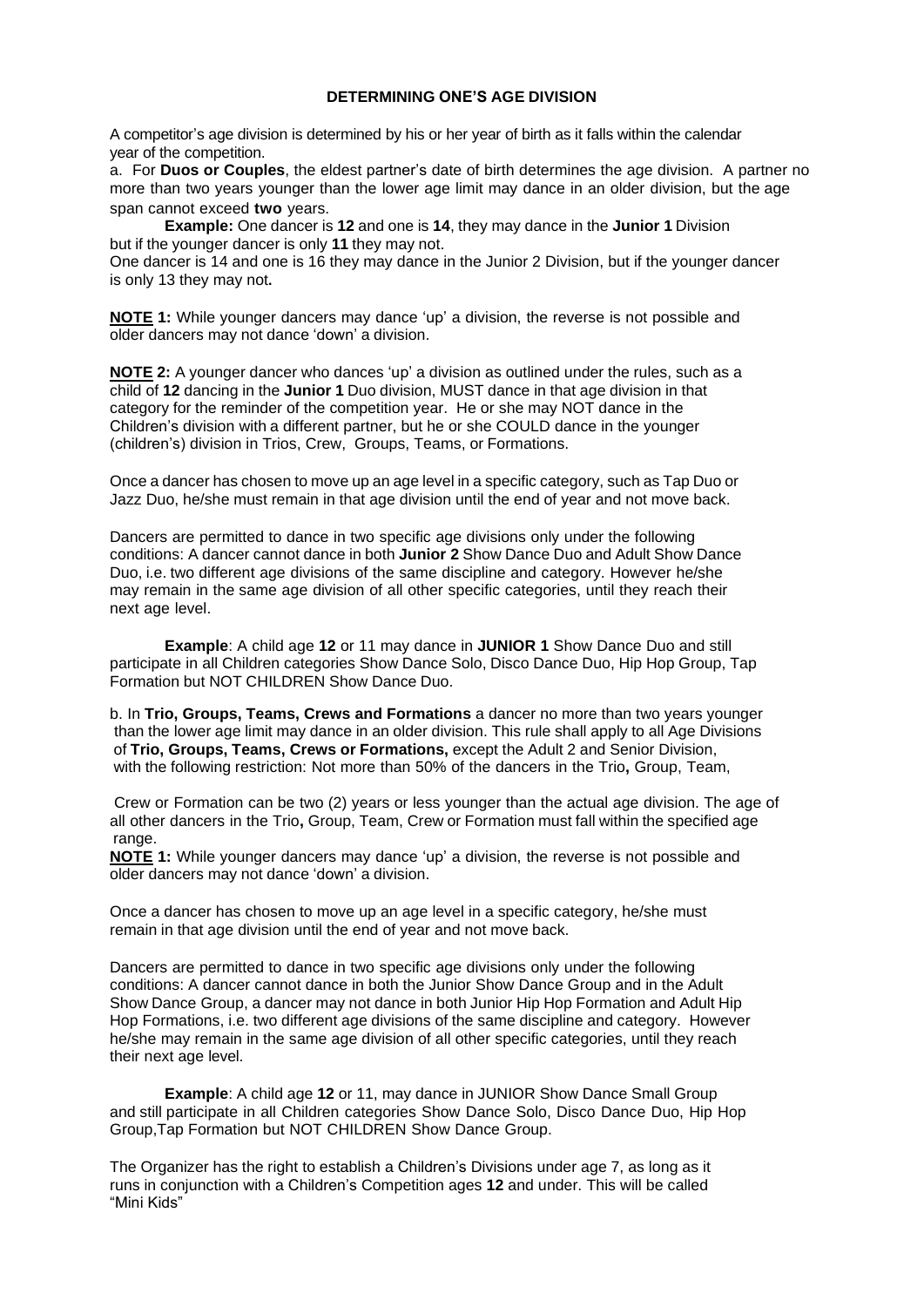**DETERMINING ONE'S AGE DIVISION**

A competitor's age division is determined by his or her year of birth as it falls within the calendar year of the competition.

a. For **Duos or Couples**, the eldest partner's date of birth determines the age division. A partner no more than two years younger than the lower age limit may dance in an older division, but the age span cannot exceed **two** years.

**Example:** One dancer is **12** and one is **14**, they may dance in the **Junior 1** Division but if the younger dancer is only **11** they may not.

One dancer is 14 and one is 16 they may dance in the Junior 2 Division, but if the younger dancer is only 13 they may not**.**

**NOTE 1:** While younger dancers may dance 'up' a division, the reverse is not possible and older dancers may not dance 'down' a division.

**NOTE 2:** A younger dancer who dances 'up' a division as outlined under the rules, such as a child of **12** dancing in the **Junior 1** Duo division, MUST dance in that age division in that category for the reminder of the competition year. He or she may NOT dance in the Children's division with a different partner, but he or she COULD dance in the younger (children's) division in Trios, Crew, Groups, Teams, or Formations.

Once a dancer has chosen to move up an age level in a specific category, such as Tap Duo or Jazz Duo, he/she must remain in that age division until the end of year and not move back.

Dancers are permitted to dance in two specific age divisions only under the following conditions: A dancer cannot dance in both **Junior 2** Show Dance Duo and Adult Show Dance Duo, i.e. two different age divisions of the same discipline and category. However he/she may remain in the same age division of all other specific categories, until they reach their next age level.

**Example**: A child age **12** or 11 may dance in **JUNIOR 1** Show Dance Duo and still participate in all Children categories Show Dance Solo, Disco Dance Duo, Hip Hop Group, Tap Formation but NOT CHILDREN Show Dance Duo.

b. In **Trio, Groups, Teams, Crews and Formations** a dancer no more than two years younger than the lower age limit may dance in an older division. This rule shall apply to all Age Divisions of **Trio, Groups, Teams, Crews or Formations,** except the Adult 2 and Senior Division, with the following restriction: Not more than 50% of the dancers in the Trio**,** Group, Team, Crew or Formation can be two (2) years or less younger than the actual age division. The age of all other dancers in the Trio**,** Group, Team, Crew or Formation must fall within the specified age range.

**NOTE 1:** While younger dancers may dance 'up' a division, the reverse is not possible and older dancers may not dance 'down' a division.

Once a dancer has chosen to move up an age level in a specific category, he/she must remain in that age division until the end of year and not move back.

Dancers are permitted to dance in two specific age divisions only under the following conditions: A dancer cannot dance in both the Junior Show Dance Group and in the Adult Show Dance Group, a dancer may not dance in both Junior Hip Hop Formation and Adult Hip Hop Formations, i.e. two different age divisions of the same discipline and category. However he/she may remain in the same age division of all other specific categories, until they reach their next age level.

**Example**: A child age **12** or 11, may dance in JUNIOR Show Dance Small Group and still participate in all Children categories Show Dance Solo, Disco Dance Duo, Hip Hop Group,Tap Formation but NOT CHILDREN Show Dance Group.

The Organizer has the right to establish a Children's Divisions under age 7, as long as it runs in conjunction with a Children's Competition ages **12** and under. This will be called "Mini Kids"